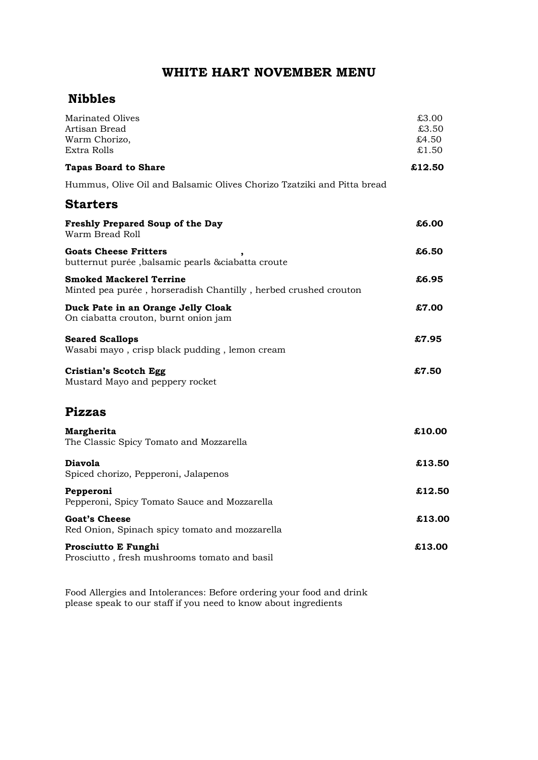# WHITE HART NOVEMBER MENU

## Nibbles

Marinated Olives £3.00
Artisan Bread £3.50
Warm Chorizo, £4.50
Extra Rolls £1.50

**Tapas Board to Share** **£12.50**

Hummus, Olive Oil and Balsamic Olives Chorizo Tzatziki and Pitta bread

## Starters

**Freshly Prepared Soup of the Day** **£6.00**
Warm Bread Roll

**Goats Cheese Fritters ,** **£6.50**
butternut purée ,balsamic pearls &ciabatta croute

**Smoked Mackerel Terrine** **£6.95**
Minted pea purée , horseradish Chantilly , herbed crushed crouton

**Duck Pate in an Orange Jelly Cloak** **£7.00**
On ciabatta crouton, burnt onion jam

**Seared Scallops** **£7.95**
Wasabi mayo , crisp black pudding , lemon cream

**Cristian's Scotch Egg** **£7.50**
Mustard Mayo and peppery rocket

## Pizzas

**Margherita** **£10.00**
The Classic Spicy Tomato and Mozzarella

**Diavola** **£13.50**
Spiced chorizo, Pepperoni, Jalapenos

**Pepperoni** **£12.50**
Pepperoni, Spicy Tomato Sauce and Mozzarella

**Goat's Cheese** **£13.00**
Red Onion, Spinach spicy tomato and mozzarella

**Prosciutto E Funghi** **£13.00**
Prosciutto , fresh mushrooms tomato and basil

Food Allergies and Intolerances: Before ordering your food and drink please speak to our staff if you need to know about ingredients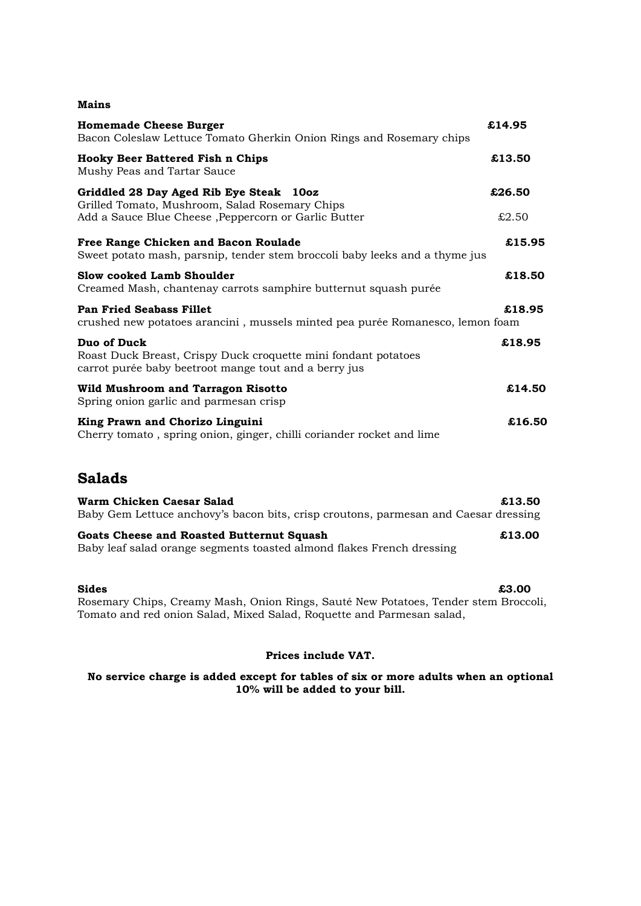**Mains**

**Homemade Cheese Burger** **£14.95**
Bacon Coleslaw Lettuce Tomato Gherkin Onion Rings and Rosemary chips

**Hooky Beer Battered Fish n Chips** **£13.50**
Mushy Peas and Tartar Sauce

**Griddled 28 Day Aged Rib Eye Steak 10oz** **£26.50**
Grilled Tomato, Mushroom, Salad Rosemary Chips
Add a Sauce Blue Cheese ,Peppercorn or Garlic Butter £2.50

**Free Range Chicken and Bacon Roulade** **£15.95**
Sweet potato mash, parsnip, tender stem broccoli baby leeks and a thyme jus

**Slow cooked Lamb Shoulder** **£18.50**
Creamed Mash, chantenay carrots samphire butternut squash purée

**Pan Fried Seabass Fillet** **£18.95**
crushed new potatoes arancini , mussels minted pea purée Romanesco, lemon foam

**Duo of Duck** **£18.95**
Roast Duck Breast, Crispy Duck croquette mini fondant potatoes
carrot purée baby beetroot mange tout and a berry jus

**Wild Mushroom and Tarragon Risotto** **£14.50**
Spring onion garlic and parmesan crisp

**King Prawn and Chorizo Linguini** **£16.50**
Cherry tomato , spring onion, ginger, chilli coriander rocket and lime

## Salads

**Warm Chicken Caesar Salad** **£13.50**
Baby Gem Lettuce anchovy's bacon bits, crisp croutons, parmesan and Caesar dressing

**Goats Cheese and Roasted Butternut Squash** **£13.00**
Baby leaf salad orange segments toasted almond flakes French dressing

**Sides** **£3.00**
Rosemary Chips, Creamy Mash, Onion Rings, Sauté New Potatoes, Tender stem Broccoli, Tomato and red onion Salad, Mixed Salad, Roquette and Parmesan salad,

**Prices include VAT.**

**No service charge is added except for tables of six or more adults when an optional 10% will be added to your bill.**